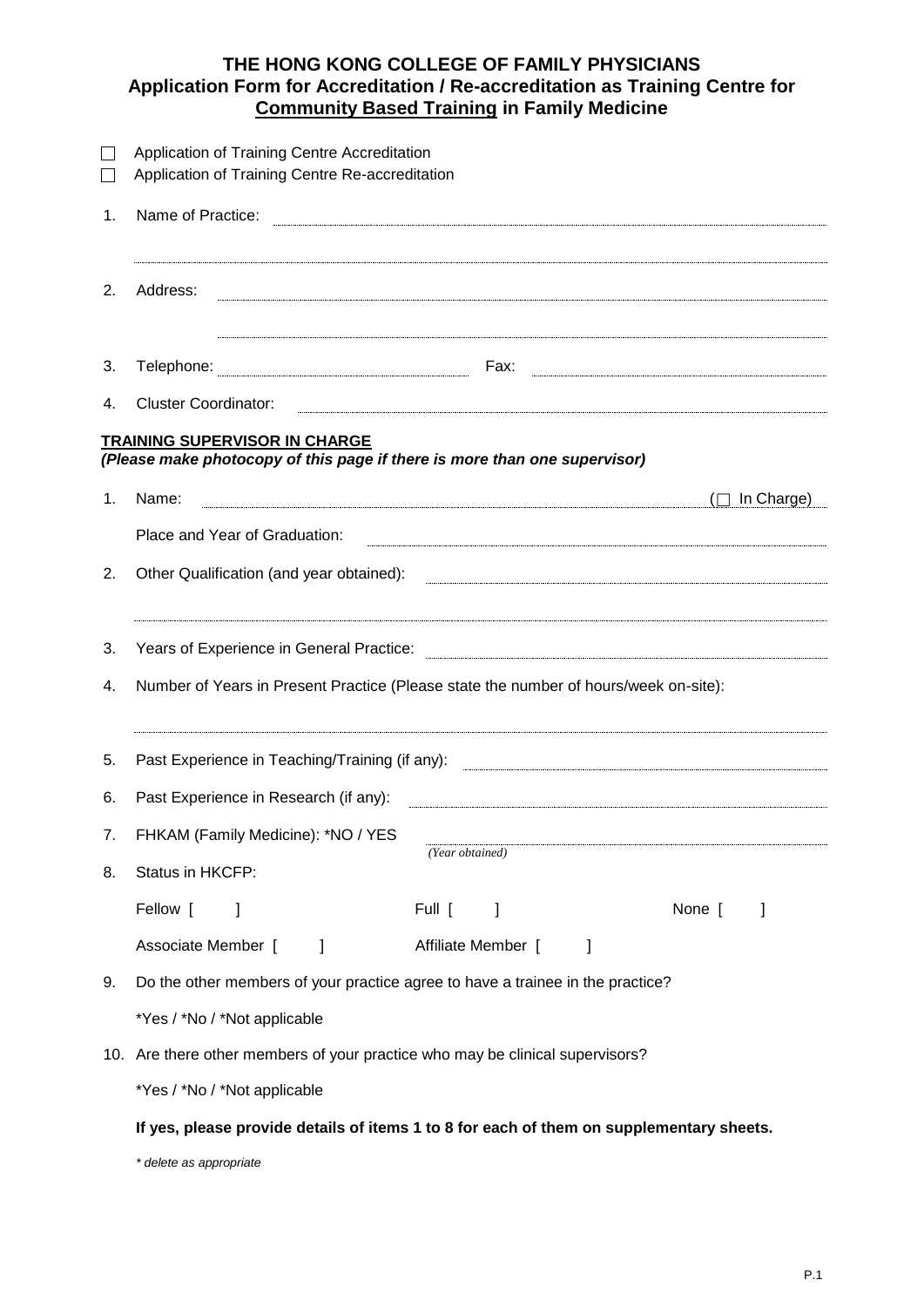# THE HONG KONG COLLEGE OF FAMILY PHYSICIANS
## Application Form for Accreditation / Re-accreditation as Training Centre for Community Based Training in Family Medicine

☐ Application of Training Centre Accreditation
☐ Application of Training Centre Re-accreditation

1. Name of Practice: ______________________________

   ______________________________

2. Address: ______________________________

   ______________________________

3. Telephone: ______________ Fax: ______________

4. Cluster Coordinator: ______________________________

**TRAINING SUPERVISOR IN CHARGE**
***(Please make photocopy of this page if there is more than one supervisor)***

1. Name: ______________________________ (☐ In Charge)

   Place and Year of Graduation: ______________________________

2. Other Qualification (and year obtained): ______________________________

   ______________________________

3. Years of Experience in General Practice: ______________________________

4. Number of Years in Present Practice (Please state the number of hours/week on-site):

   ______________________________

5. Past Experience in Teaching/Training (if any): ______________________________

6. Past Experience in Research (if any): ______________________________

7. FHKAM (Family Medicine): \*NO / YES ______________________________
   *(Year obtained)*

8. Status in HKCFP:

   Fellow [ ] Full [ ] None [ ]

   Associate Member [ ] Affiliate Member [ ]

9. Do the other members of your practice agree to have a trainee in the practice?

   \*Yes / \*No / \*Not applicable

10. Are there other members of your practice who may be clinical supervisors?

    \*Yes / \*No / \*Not applicable

    **If yes, please provide details of items 1 to 8 for each of them on supplementary sheets.**

    *\* delete as appropriate*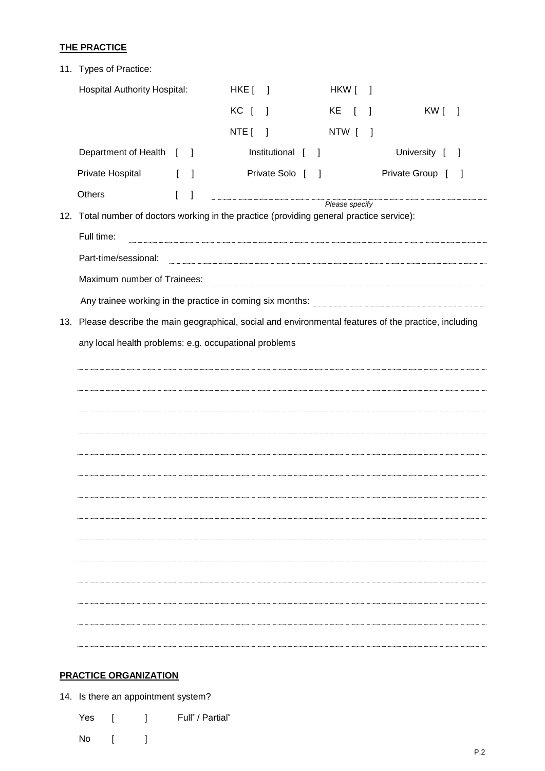**THE PRACTICE**

11. Types of Practice:

    Hospital Authority Hospital: HKE [ ] HKW [ ]

    KC [ ] KE [ ] KW [ ]

    NTE [ ] NTW [ ]

    Department of Health [ ] Institutional [ ] University [ ]

    Private Hospital [ ] Private Solo [ ] Private Group [ ]

    Others [ ] ______________________________

    *Please specify*

12. Total number of doctors working in the practice (providing general practice service):

    Full time: ______________________________

    Part-time/sessional: ______________________________

    Maximum number of Trainees: ______________________________

    Any trainee working in the practice in coming six months: ______________________________

13. Please describe the main geographical, social and environmental features of the practice, including any local health problems: e.g. occupational problems

    ______________________________

    ______________________________

    ______________________________

    ______________________________

    ______________________________

    ______________________________

    ______________________________

    ______________________________

    ______________________________

    ______________________________

    ______________________________

    ______________________________

    ______________________________

    ______________________________

**PRACTICE ORGANIZATION**

14. Is there an appointment system?

    Yes [ ] Full* / Partial*

    No [ ]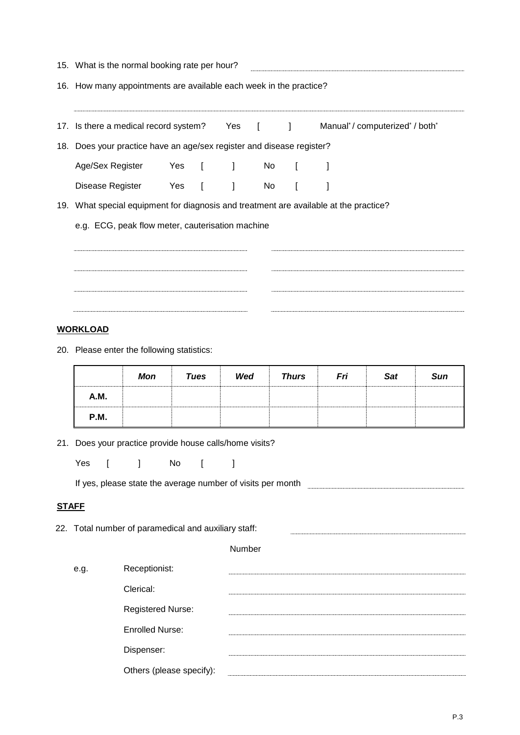15. What is the normal booking rate per hour? ____________________

16. How many appointments are available each week in the practice?

____________________________________________

17. Is there a medical record system? Yes [ ] Manual* / computerized* / both*

18. Does your practice have an age/sex register and disease register?

    Age/Sex Register Yes [ ] No [ ]

    Disease Register Yes [ ] No [ ]

19. What special equipment for diagnosis and treatment are available at the practice?

    e.g. ECG, peak flow meter, cauterisation machine

    ____________________ ____________________

    ____________________ ____________________

    ____________________ ____________________

    ____________________ ____________________

**WORKLOAD**

20. Please enter the following statistics:

| | ***Mon*** | ***Tues*** | ***Wed*** | ***Thurs*** | ***Fri*** | ***Sat*** | ***Sun*** |
|---|---|---|---|---|---|---|---|
| **A.M.** | | | | | | | |
| **P.M.** | | | | | | | |

21. Does your practice provide house calls/home visits?

    Yes [ ] No [ ]

    If yes, please state the average number of visits per month ____________________

**STAFF**

22. Total number of paramedical and auxiliary staff: ____________________

| | | Number |
|---|---|---|
| e.g. | Receptionist: | |
| | Clerical: | |
| | Registered Nurse: | |
| | Enrolled Nurse: | |
| | Dispenser: | |
| | Others (please specify): | |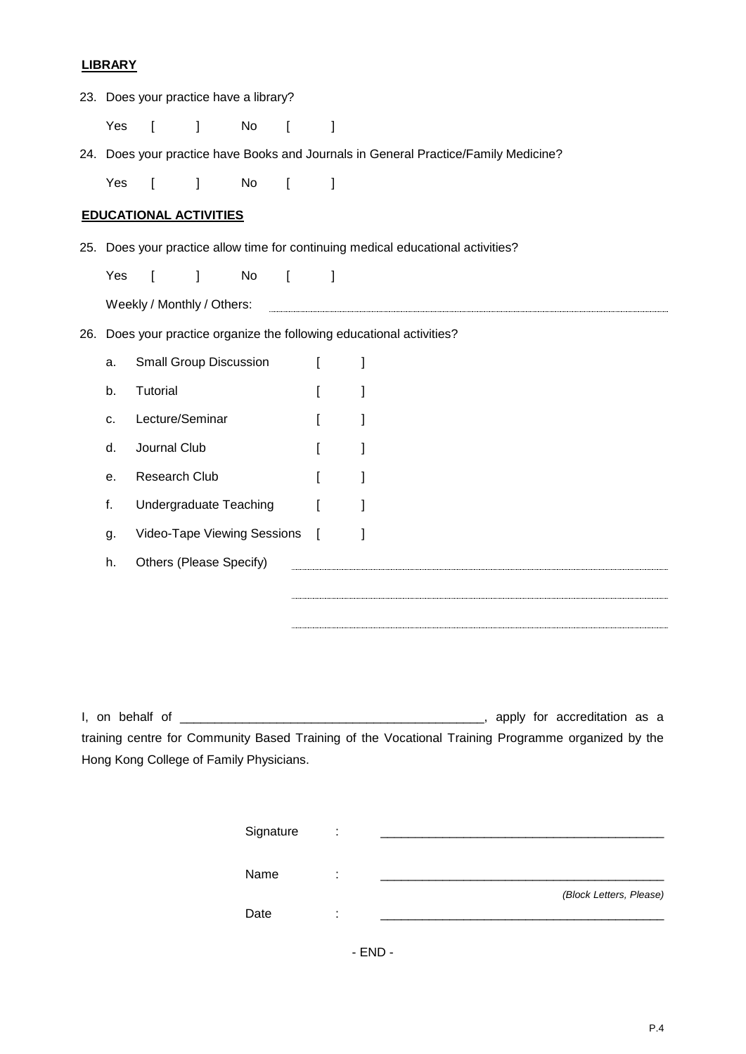**LIBRARY**

23. Does your practice have a library?

    Yes [ ] No [ ]

24. Does your practice have Books and Journals in General Practice/Family Medicine?

    Yes [ ] No [ ]

**EDUCATIONAL ACTIVITIES**

25. Does your practice allow time for continuing medical educational activities?

    Yes [ ] No [ ]

    Weekly / Monthly / Others: ..............................................................................

26. Does your practice organize the following educational activities?

    a. Small Group Discussion [ ]

    b. Tutorial [ ]

    c. Lecture/Seminar [ ]

    d. Journal Club [ ]

    e. Research Club [ ]

    f. Undergraduate Teaching [ ]

    g. Video-Tape Viewing Sessions [ ]

    h. Others (Please Specify) ..............................................................................

    ..............................................................................

    ..............................................................................

I, on behalf of ____________________________________________, apply for accreditation as a training centre for Community Based Training of the Vocational Training Programme organized by the Hong Kong College of Family Physicians.

Signature : ________________________________________

Name : ________________________________________

*(Block Letters, Please)*

Date : ________________________________________

- END -